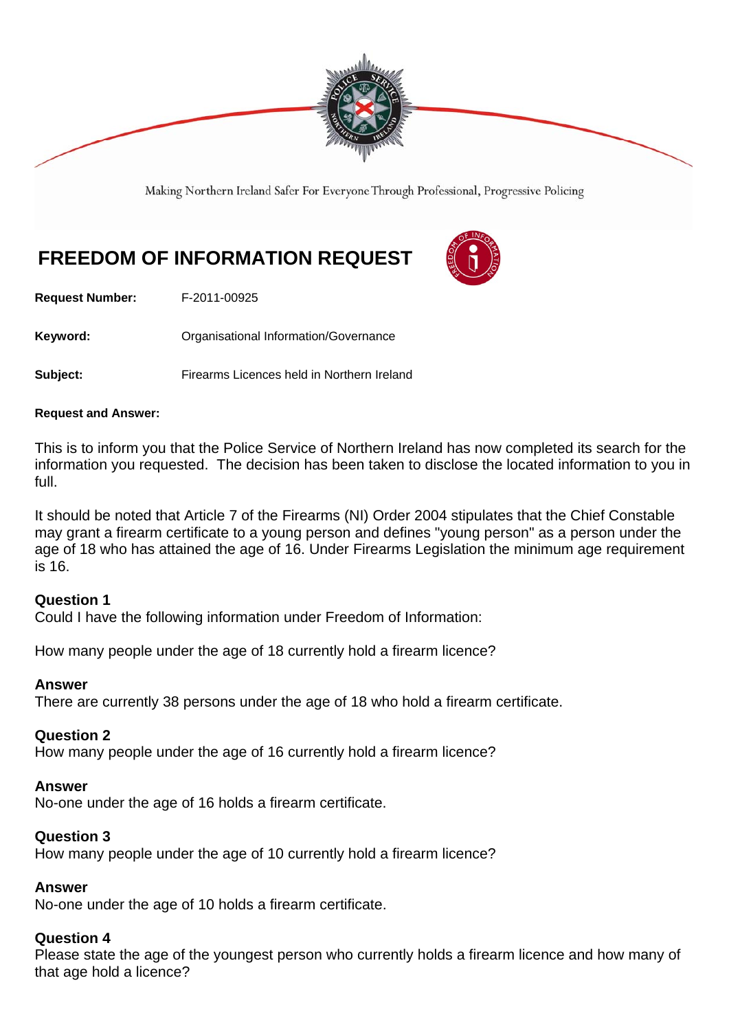Making Northern Ireland Safer For Everyone Through Professional, Progressive Policing

# FREEDOM OF INFORMATION REQUEST

**Request Number:** F-2011-00925

**Keyword:** Organisational Information/Governance

**Subject:** Firearms Licences held in Northern Ireland

**Request and Answer:**

This is to inform you that the Police Service of Northern Ireland has now completed its search for the information you requested. The decision has been taken to disclose the located information to you in full.

It should be noted that Article 7 of the Firearms (NI) Order 2004 stipulates that the Chief Constable may grant a firearm certificate to a young person and defines "young person" as a person under the age of 18 who has attained the age of 16. Under Firearms Legislation the minimum age requirement is 16.

**Question 1**
Could I have the following information under Freedom of Information:

How many people under the age of 18 currently hold a firearm licence?

**Answer**
There are currently 38 persons under the age of 18 who hold a firearm certificate.

**Question 2**
How many people under the age of 16 currently hold a firearm licence?

**Answer**
No-one under the age of 16 holds a firearm certificate.

**Question 3**
How many people under the age of 10 currently hold a firearm licence?

**Answer**
No-one under the age of 10 holds a firearm certificate.

**Question 4**
Please state the age of the youngest person who currently holds a firearm licence and how many of that age hold a licence?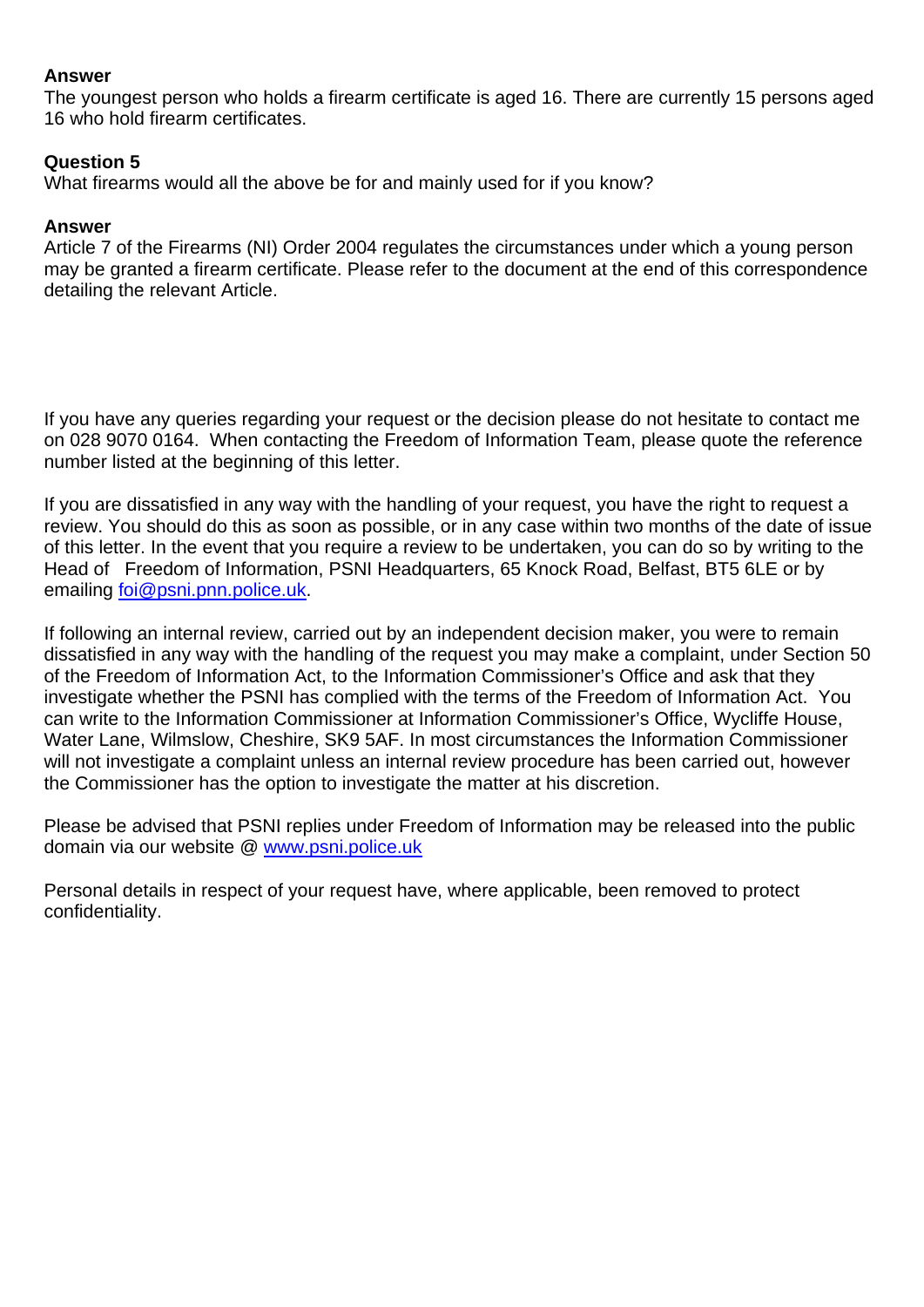**Answer**
The youngest person who holds a firearm certificate is aged 16. There are currently 15 persons aged 16 who hold firearm certificates.

**Question 5**
What firearms would all the above be for and mainly used for if you know?

**Answer**
Article 7 of the Firearms (NI) Order 2004 regulates the circumstances under which a young person may be granted a firearm certificate. Please refer to the document at the end of this correspondence detailing the relevant Article.

If you have any queries regarding your request or the decision please do not hesitate to contact me on 028 9070 0164. When contacting the Freedom of Information Team, please quote the reference number listed at the beginning of this letter.

If you are dissatisfied in any way with the handling of your request, you have the right to request a review. You should do this as soon as possible, or in any case within two months of the date of issue of this letter. In the event that you require a review to be undertaken, you can do so by writing to the Head of Freedom of Information, PSNI Headquarters, 65 Knock Road, Belfast, BT5 6LE or by emailing foi@psni.pnn.police.uk.

If following an internal review, carried out by an independent decision maker, you were to remain dissatisfied in any way with the handling of the request you may make a complaint, under Section 50 of the Freedom of Information Act, to the Information Commissioner's Office and ask that they investigate whether the PSNI has complied with the terms of the Freedom of Information Act. You can write to the Information Commissioner at Information Commissioner's Office, Wycliffe House, Water Lane, Wilmslow, Cheshire, SK9 5AF. In most circumstances the Information Commissioner will not investigate a complaint unless an internal review procedure has been carried out, however the Commissioner has the option to investigate the matter at his discretion.

Please be advised that PSNI replies under Freedom of Information may be released into the public domain via our website @ www.psni.police.uk

Personal details in respect of your request have, where applicable, been removed to protect confidentiality.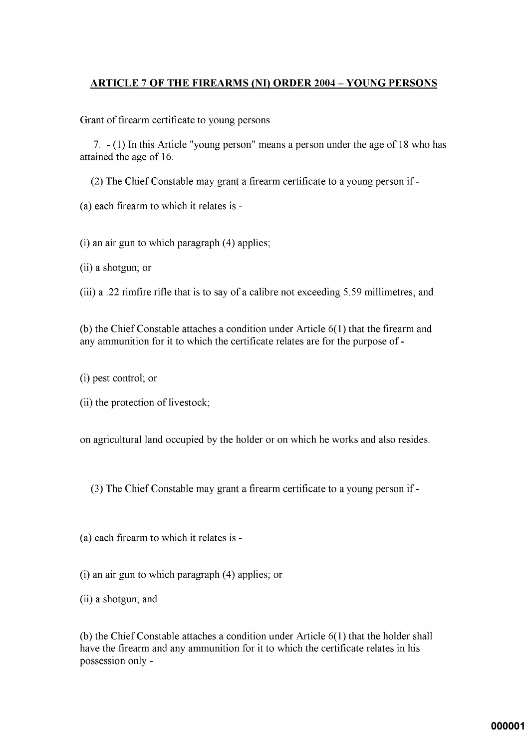**ARTICLE 7 OF THE FIREARMS (NI) ORDER 2004 – YOUNG PERSONS**

Grant of firearm certificate to young persons

7. - (1) In this Article "young person" means a person under the age of 18 who has attained the age of 16.

(2) The Chief Constable may grant a firearm certificate to a young person if -

(a) each firearm to which it relates is -

(i) an air gun to which paragraph (4) applies;

(ii) a shotgun; or

(iii) a .22 rimfire rifle that is to say of a calibre not exceeding 5.59 millimetres; and

(b) the Chief Constable attaches a condition under Article 6(1) that the firearm and any ammunition for it to which the certificate relates are for the purpose of -

(i) pest control; or

(ii) the protection of livestock;

on agricultural land occupied by the holder or on which he works and also resides.

(3) The Chief Constable may grant a firearm certificate to a young person if -

(a) each firearm to which it relates is -

(i) an air gun to which paragraph (4) applies; or

(ii) a shotgun; and

(b) the Chief Constable attaches a condition under Article 6(1) that the holder shall have the firearm and any ammunition for it to which the certificate relates in his possession only -

000001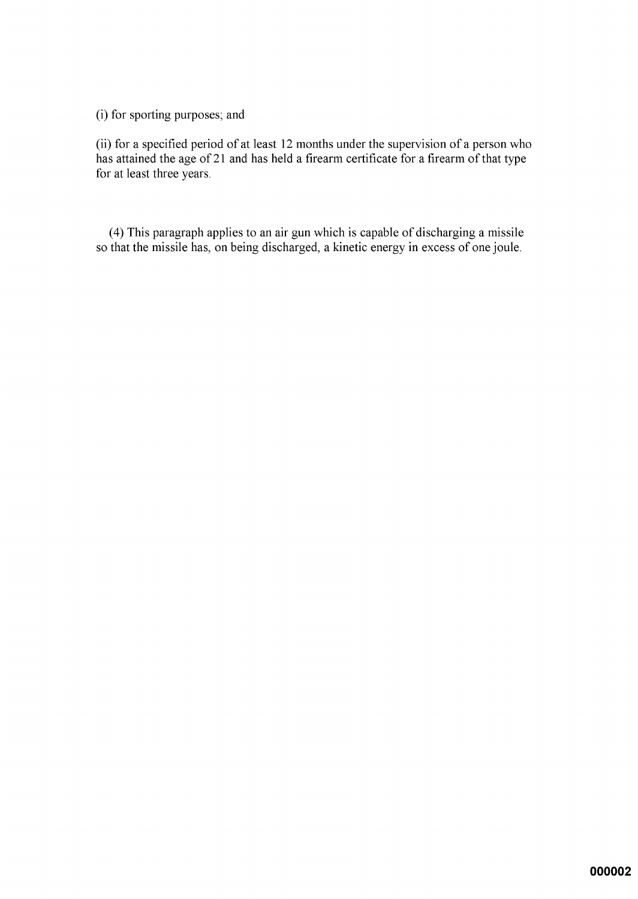(i) for sporting purposes; and

(ii) for a specified period of at least 12 months under the supervision of a person who has attained the age of 21 and has held a firearm certificate for a firearm of that type for at least three years.

(4) This paragraph applies to an air gun which is capable of discharging a missile so that the missile has, on being discharged, a kinetic energy in excess of one joule.